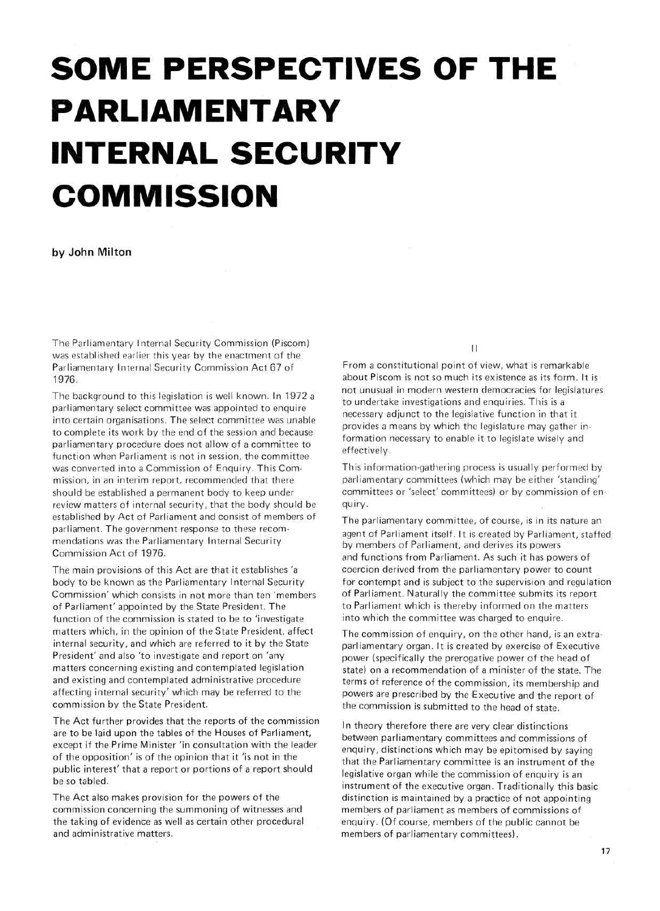# SOME PERSPECTIVES OF THE PARLIAMENTARY INTERNAL SECURITY COMMISSION

**by John Milton**

The Parliamentary Internal Security Commission (Piscom) was established earlier this year by the enactment of the Parliamentary Internal Security Commission Act 67 of 1976.

The background to this legislation is well known. In 1972 a parliamentary select committee was appointed to enquire into certain organisations. The select committee was unable to complete its work by the end of the session and because parliamentary procedure does not allow of a committee to function when Parliament is not in session, the committee was converted into a Commission of Enquiry. This Commission, in an interim report, recommended that there should be established a permanent body to keep under review matters of internal security, that the body should be established by Act of Parliament and consist of members of parliament. The government response to these recommendations was the Parliamentary Internal Security Commission Act of 1976.

The main provisions of this Act are that it establishes 'a body to be known as the Parliamentary Internal Security Commission' which consists in not more than ten 'members of Parliament' appointed by the State President. The function of the commission is stated to be to 'investigate matters which, in the opinion of the State President, affect internal security, and which are referred to it by the State President' and also 'to investigate and report on 'any matters concerning existing and contemplated legislation and existing and contemplated administrative procedure affecting internal security' which may be referred to the commission by the State President.

The Act further provides that the reports of the commission are to be laid upon the tables of the Houses of Parliament, except if the Prime Minister 'in consultation with the leader of the opposition' is of the opinion that it 'is not in the public interest' that a report or portions of a report should be so tabled.

The Act also makes provision for the powers of the commission concerning the summoning of witnesses and the taking of evidence as well as certain other procedural and administrative matters.

II

From a constitutional point of view, what is remarkable about Piscom is not so much its existence as its form. It is not unusual in modern western democracies for legislatures to undertake investigations and enquiries. This is a necessary adjunct to the legislative function in that it provides a means by which the legislature may gather information necessary to enable it to legislate wisely and effectively.

This information-gathering process is usually performed by parliamentary committees (which may be either 'standing' committees or 'select' committees) or by commission of enquiry.

The parliamentary committee, of course, is in its nature an agent of Parliament itself. It is created by Parliament, staffed by members of Parliament, and derives its powers and functions from Parliament. As such it has powers of coercion derived from the parliamentary power to count for contempt and is subject to the supervision and regulation of Parliament. Naturally the committee submits its report to Parliament which is thereby informed on the matters into which the committee was charged to enquire.

The commission of enquiry, on the other hand, is an extra-parliamentary organ. It is created by exercise of Executive power (specifically the prerogative power of the head of state) on a recommendation of a minister of the state. The terms of reference of the commission, its membership and powers are prescribed by the Executive and the report of the commission is submitted to the head of state.

In theory therefore there are very clear distinctions between parliamentary committees and commissions of enquiry, distinctions which may be epitomised by saying that the Parliamentary committee is an instrument of the legislative organ while the commission of enquiry is an instrument of the executive organ. Traditionally this basic distinction is maintained by a practice of not appointing members of parliament as members of commissions of enquiry. (Of course, members of the public cannot be members of parliamentary committees).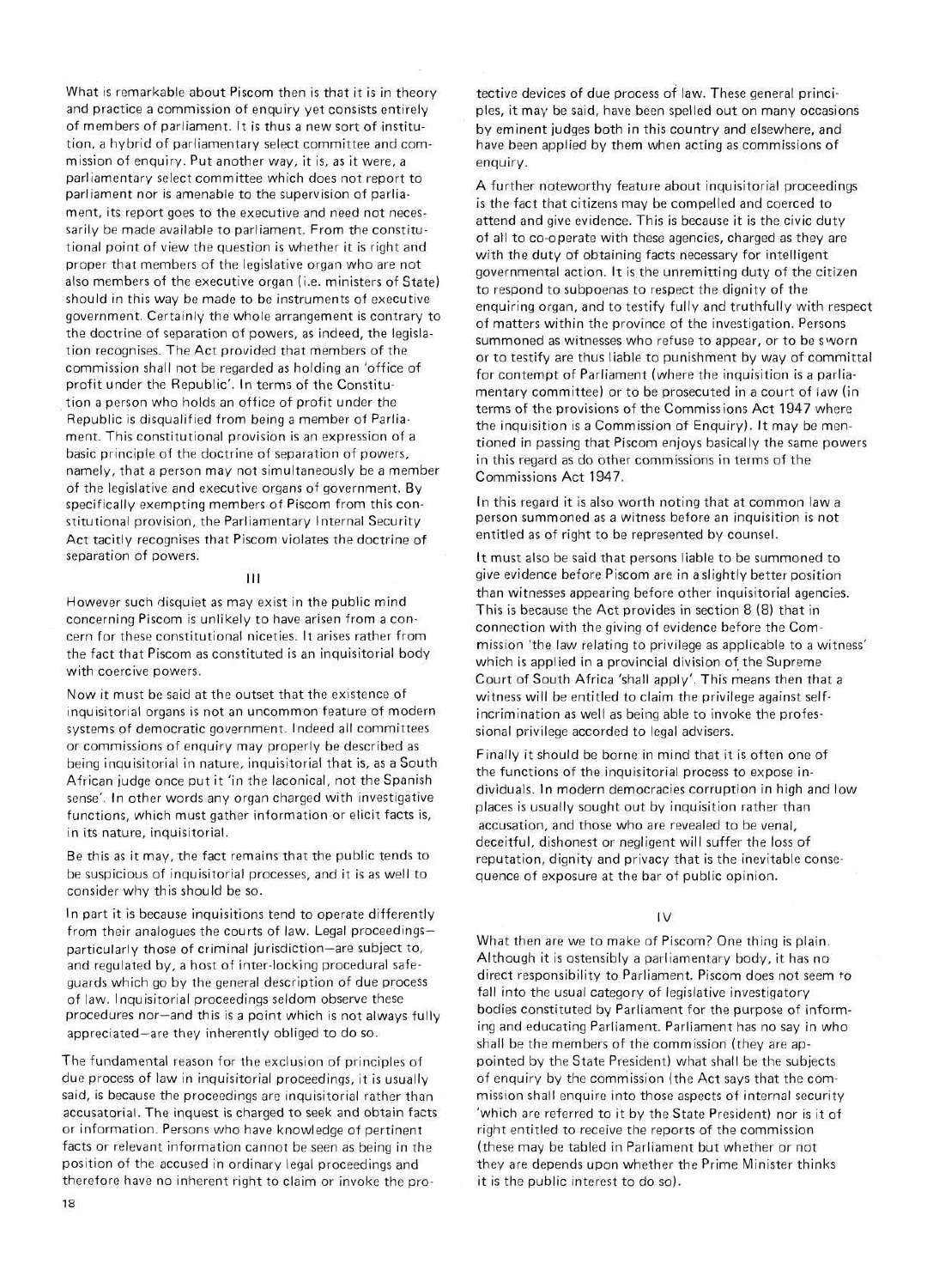What is remarkable about Piscom then is that it is in theory and practice a commission of enquiry yet consists entirely of members of parliament. It is thus a new sort of institution, a hybrid of parliamentary select committee and commission of enquiry. Put another way, it is, as it were, a parliamentary select committee which does not report to parliament nor is amenable to the supervision of parliament, its report goes to the executive and need not necessarily be made available to parliament. From the constitutional point of view the question is whether it is right and proper that members of the legislative organ who are not also members of the executive organ (i.e. ministers of State) should in this way be made to be instruments of executive government. Certainly the whole arrangement is contrary to the doctrine of separation of powers, as indeed, the legislation recognises. The Act provided that members of the commission shall not be regarded as holding an 'office of profit under the Republic'. In terms of the Constitution a person who holds an office of profit under the Republic is disqualified from being a member of Parliament. This constitutional provision is an expression of a basic principle of the doctrine of separation of powers, namely, that a person may not simultaneously be a member of the legislative and executive organs of government. By specifically exempting members of Piscom from this constitutional provision, the Parliamentary Internal Security Act tacitly recognises that Piscom violates the doctrine of separation of powers.

## III

However such disquiet as may exist in the public mind concerning Piscom is unlikely to have arisen from a concern for these constitutional niceties. It arises rather from the fact that Piscom as constituted is an inquisitorial body with coercive powers.

Now it must be said at the outset that the existence of inquisitorial organs is not an uncommon feature of modern systems of democratic government. Indeed all committees or commissions of enquiry may properly be described as being inquisitorial in nature, inquisitorial that is, as a South African judge once put it 'in the laconical, not the Spanish sense'. In other words any organ charged with investigative functions, which must gather information or elicit facts is, in its nature, inquisitorial.

Be this as it may, the fact remains that the public tends to be suspicious of inquisitorial processes, and it is as well to consider why this should be so.

In part it is because inquisitions tend to operate differently from their analogues the courts of law. Legal proceedings—particularly those of criminal jurisdiction—are subject to, and regulated by, a host of inter-locking procedural safeguards which go by the general description of due process of law. Inquisitorial proceedings seldom observe these procedures nor—and this is a point which is not always fully appreciated—are they inherently obliged to do so.

The fundamental reason for the exclusion of principles of due process of law in inquisitorial proceedings, it is usually said, is because the proceedings are inquisitorial rather than accusatorial. The inquest is charged to seek and obtain facts or information. Persons who have knowledge of pertinent facts or relevant information cannot be seen as being in the position of the accused in ordinary legal proceedings and therefore have no inherent right to claim or invoke the protective devices of due process of law. These general principles, it may be said, have been spelled out on many occasions by eminent judges both in this country and elsewhere, and have been applied by them when acting as commissions of enquiry.

A further noteworthy feature about inquisitorial proceedings is the fact that citizens may be compelled and coerced to attend and give evidence. This is because it is the civic duty of all to co-operate with these agencies, charged as they are with the duty of obtaining facts necessary for intelligent governmental action. It is the unremitting duty of the citizen to respond to subpoenas to respect the dignity of the enquiring organ, and to testify fully and truthfully with respect of matters within the province of the investigation. Persons summoned as witnesses who refuse to appear, or to be sworn or to testify are thus liable to punishment by way of committal for contempt of Parliament (where the inquisition is a parliamentary committee) or to be prosecuted in a court of law (in terms of the provisions of the Commissions Act 1947 where the inquisition is a Commission of Enquiry). It may be mentioned in passing that Piscom enjoys basically the same powers in this regard as do other commissions in terms of the Commissions Act 1947.

In this regard it is also worth noting that at common law a person summoned as a witness before an inquisition is not entitled as of right to be represented by counsel.

It must also be said that persons liable to be summoned to give evidence before Piscom are in a slightly better position than witnesses appearing before other inquisitorial agencies. This is because the Act provides in section 8 (8) that in connection with the giving of evidence before the Commission 'the law relating to privilege as applicable to a witness' which is applied in a provincial division of the Supreme Court of South Africa 'shall apply'. This means then that a witness will be entitled to claim the privilege against self-incrimination as well as being able to invoke the professional privilege accorded to legal advisers.

Finally it should be borne in mind that it is often one of the functions of the inquisitorial process to expose individuals. In modern democracies corruption in high and low places is usually sought out by inquisition rather than accusation, and those who are revealed to be venal, deceitful, dishonest or negligent will suffer the loss of reputation, dignity and privacy that is the inevitable consequence of exposure at the bar of public opinion.

## IV

What then are we to make of Piscom? One thing is plain. Although it is ostensibly a parliamentary body, it has no direct responsibility to Parliament. Piscom does not seem to fall into the usual category of legislative investigatory bodies constituted by Parliament for the purpose of informing and educating Parliament. Parliament has no say in who shall be the members of the commission (they are appointed by the State President) what shall be the subjects of enquiry by the commission (the Act says that the commission shall enquire into those aspects of internal security 'which are referred to it by the State President) nor is it of right entitled to receive the reports of the commission (these may be tabled in Parliament but whether or not they are depends upon whether the Prime Minister thinks it is the public interest to do so).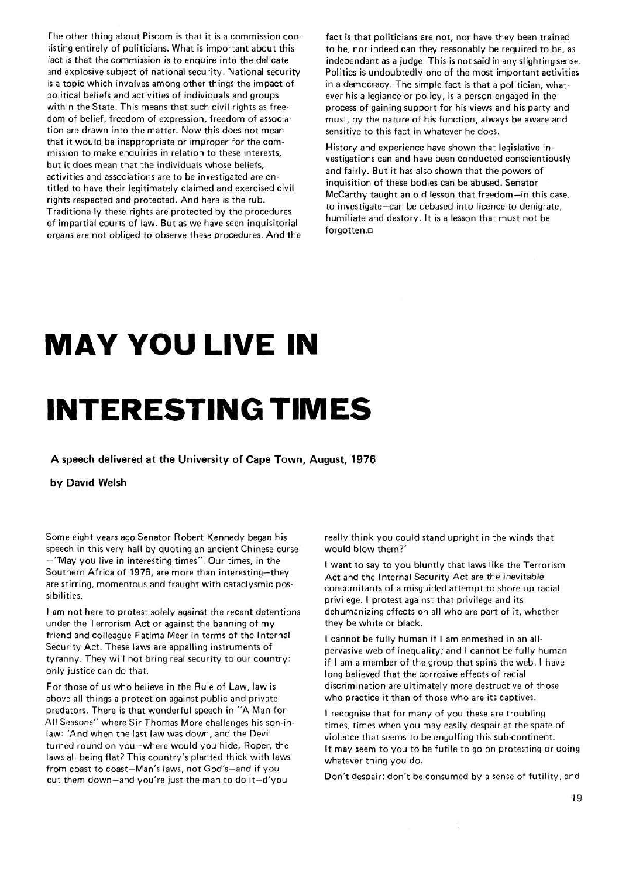The other thing about Piscom is that it is a commission consisting entirely of politicians. What is important about this fact is that the commission is to enquire into the delicate and explosive subject of national security. National security is a topic which involves among other things the impact of political beliefs and activities of individuals and groups within the State. This means that such civil rights as freedom of belief, freedom of expression, freedom of association are drawn into the matter. Now this does not mean that it would be inappropriate or improper for the commission to make enquiries in relation to these interests, but it does mean that the individuals whose beliefs, activities and associations are to be investigated are entitled to have their legitimately claimed and exercised civil rights respected and protected. And here is the rub. Traditionally these rights are protected by the procedures of impartial courts of law. But as we have seen inquisitorial organs are not obliged to observe these procedures. And the fact is that politicians are not, nor have they been trained to be, nor indeed can they reasonably be required to be, as independant as a judge. This is not said in any slighting sense. Politics is undoubtedly one of the most important activities in a democracy. The simple fact is that a politician, whatever his allegiance or policy, is a person engaged in the process of gaining support for his views and his party and must, by the nature of his function, always be aware and sensitive to this fact in whatever he does.

History and experience have shown that legislative investigations can and have been conducted conscientiously and fairly. But it has also shown that the powers of inquisition of these bodies can be abused. Senator McCarthy taught an old lesson that freedom—in this case, to investigate—can be debased into licence to denigrate, humiliate and destory. It is a lesson that must not be forgotten.□

# MAY YOU LIVE IN INTERESTING TIMES

**A speech delivered at the University of Cape Town, August, 1976**

**by David Welsh**

Some eight years ago Senator Robert Kennedy began his speech in this very hall by quoting an ancient Chinese curse —"May you live in interesting times". Our times, in the Southern Africa of 1976, are more than interesting—they are stirring, momentous and fraught with cataclysmic possibilities.

I am not here to protest solely against the recent detentions under the Terrorism Act or against the banning of my friend and colleague Fatima Meer in terms of the Internal Security Act. These laws are appalling instruments of tyranny. They will not bring real security to our country: only justice can do that.

For those of us who believe in the Rule of Law, law is above all things a protection against public and private predators. There is that wonderful speech in "A Man for All Seasons" where Sir Thomas More challenges his son-in-law: 'And when the last law was down, and the Devil turned round on you—where would you hide, Roper, the laws all being flat? This country's planted thick with laws from coast to coast—Man's laws, not God's—and if you cut them down—and you're just the man to do it—d'you really think you could stand upright in the winds that would blow them?'

I want to say to you bluntly that laws like the Terrorism Act and the Internal Security Act are the inevitable concomitants of a misguided attempt to shore up racial privilege. I protest against that privilege and its dehumanizing effects on all who are part of it, whether they be white or black.

I cannot be fully human if I am enmeshed in an all-pervasive web of inequality; and I cannot be fully human if I am a member of the group that spins the web. I have long believed that the corrosive effects of racial discrimination are ultimately more destructive of those who practice it than of those who are its captives.

I recognise that for many of you these are troubling times, times when you may easily despair at the spate of violence that seems to be engulfing this sub-continent. It may seem to you to be futile to go on protesting or doing whatever thing you do.

Don't despair; don't be consumed by a sense of futility; and